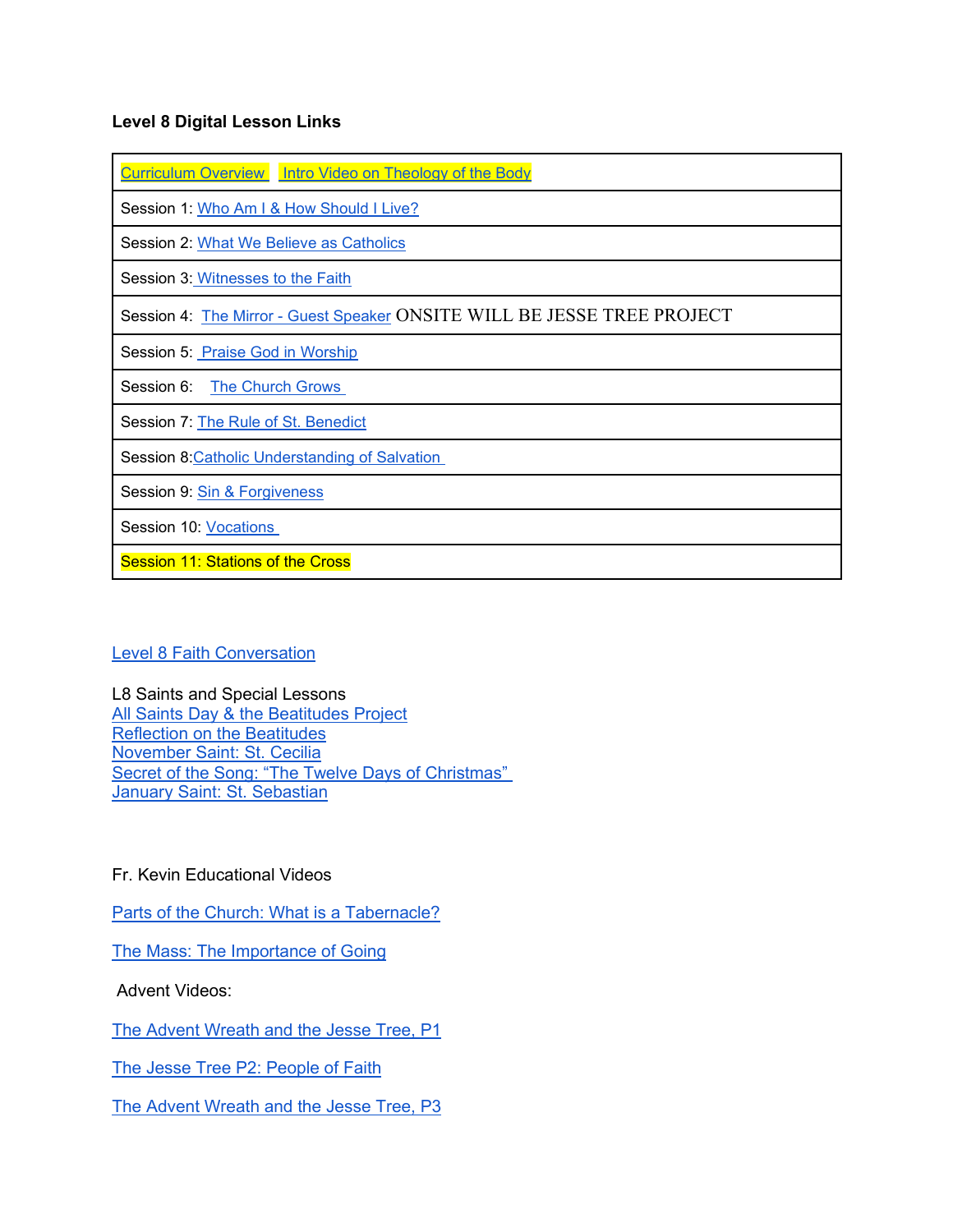**Level 8 Digital Lesson Links**

| Curriculum Overview   Intro Video on Theology of the Body |
|---|
| Session 1: Who Am I & How Should I Live? |
| Session 2: What We Believe as Catholics |
| Session 3: Witnesses to the Faith |
| Session 4: The Mirror - Guest Speaker ONSITE WILL BE JESSE TREE PROJECT |
| Session 5: Praise God in Worship |
| Session 6: The Church Grows |
| Session 7: The Rule of St. Benedict |
| Session 8: Catholic Understanding of Salvation |
| Session 9: Sin & Forgiveness |
| Session 10: Vocations |
| Session 11: Stations of the Cross |

Level 8 Faith Conversation

L8 Saints and Special Lessons
All Saints Day & the Beatitudes Project
Reflection on the Beatitudes
November Saint: St. Cecilia
Secret of the Song: "The Twelve Days of Christmas"
January Saint: St. Sebastian

Fr. Kevin Educational Videos

Parts of the Church: What is a Tabernacle?

The Mass: The Importance of Going

Advent Videos:

The Advent Wreath and the Jesse Tree, P1

The Jesse Tree P2: People of Faith

The Advent Wreath and the Jesse Tree, P3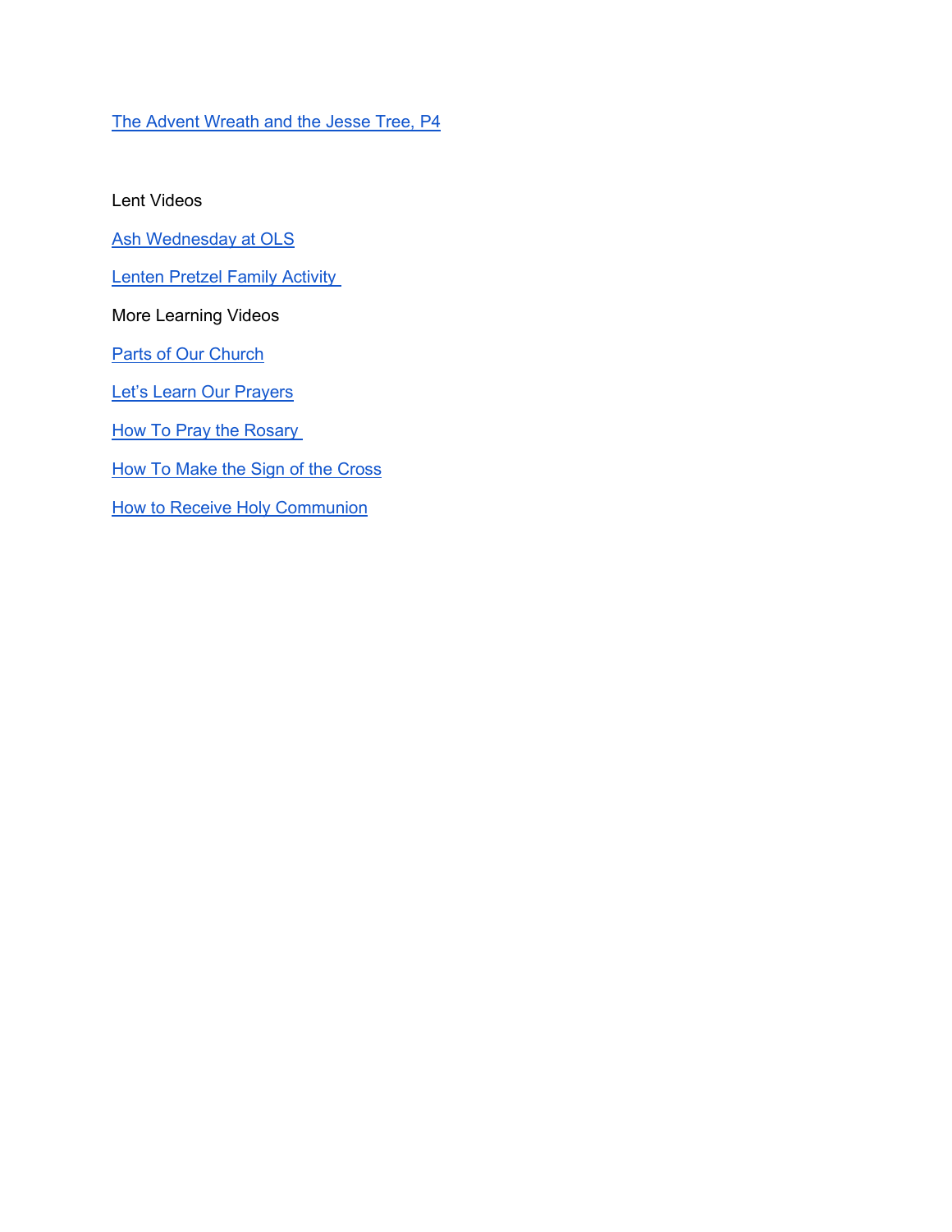The Advent Wreath and the Jesse Tree, P4

Lent Videos

Ash Wednesday at OLS

Lenten Pretzel Family Activity

More Learning Videos

Parts of Our Church

Let's Learn Our Prayers

How To Pray the Rosary

How To Make the Sign of the Cross

How to Receive Holy Communion